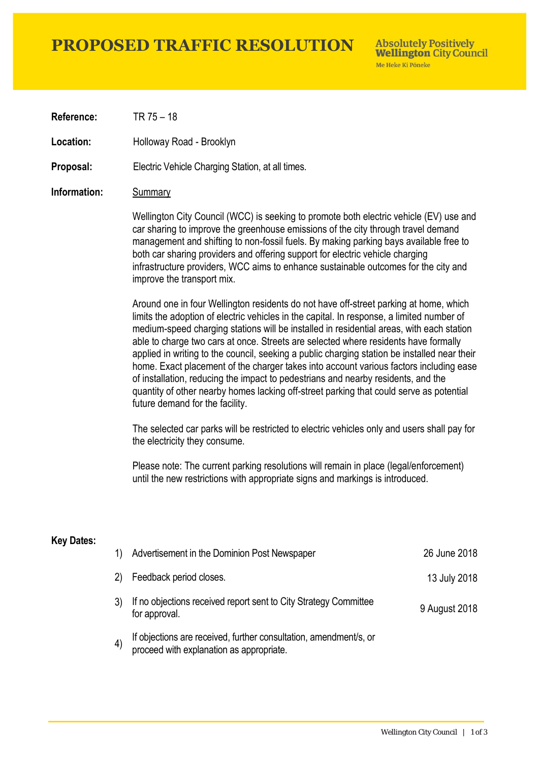# PROPOSED TRAFFIC RESOLUTION

**Absolutely Positively Wellington City Council**
Me Heke Ki Pōneke

**Reference:** TR 75 – 18

**Location:** Holloway Road - Brooklyn

**Proposal:** Electric Vehicle Charging Station, at all times.

**Information:** Summary

Wellington City Council (WCC) is seeking to promote both electric vehicle (EV) use and car sharing to improve the greenhouse emissions of the city through travel demand management and shifting to non-fossil fuels. By making parking bays available free to both car sharing providers and offering support for electric vehicle charging infrastructure providers, WCC aims to enhance sustainable outcomes for the city and improve the transport mix.

Around one in four Wellington residents do not have off-street parking at home, which limits the adoption of electric vehicles in the capital. In response, a limited number of medium-speed charging stations will be installed in residential areas, with each station able to charge two cars at once. Streets are selected where residents have formally applied in writing to the council, seeking a public charging station be installed near their home. Exact placement of the charger takes into account various factors including ease of installation, reducing the impact to pedestrians and nearby residents, and the quantity of other nearby homes lacking off-street parking that could serve as potential future demand for the facility.

The selected car parks will be restricted to electric vehicles only and users shall pay for the electricity they consume.

Please note: The current parking resolutions will remain in place (legal/enforcement) until the new restrictions with appropriate signs and markings is introduced.

**Key Dates:**

| | | |
|---|---|---|
| 1) | Advertisement in the Dominion Post Newspaper | 26 June 2018 |
| 2) | Feedback period closes. | 13 July 2018 |
| 3) | If no objections received report sent to City Strategy Committee for approval. | 9 August 2018 |
| 4) | If objections are received, further consultation, amendment/s, or proceed with explanation as appropriate. | |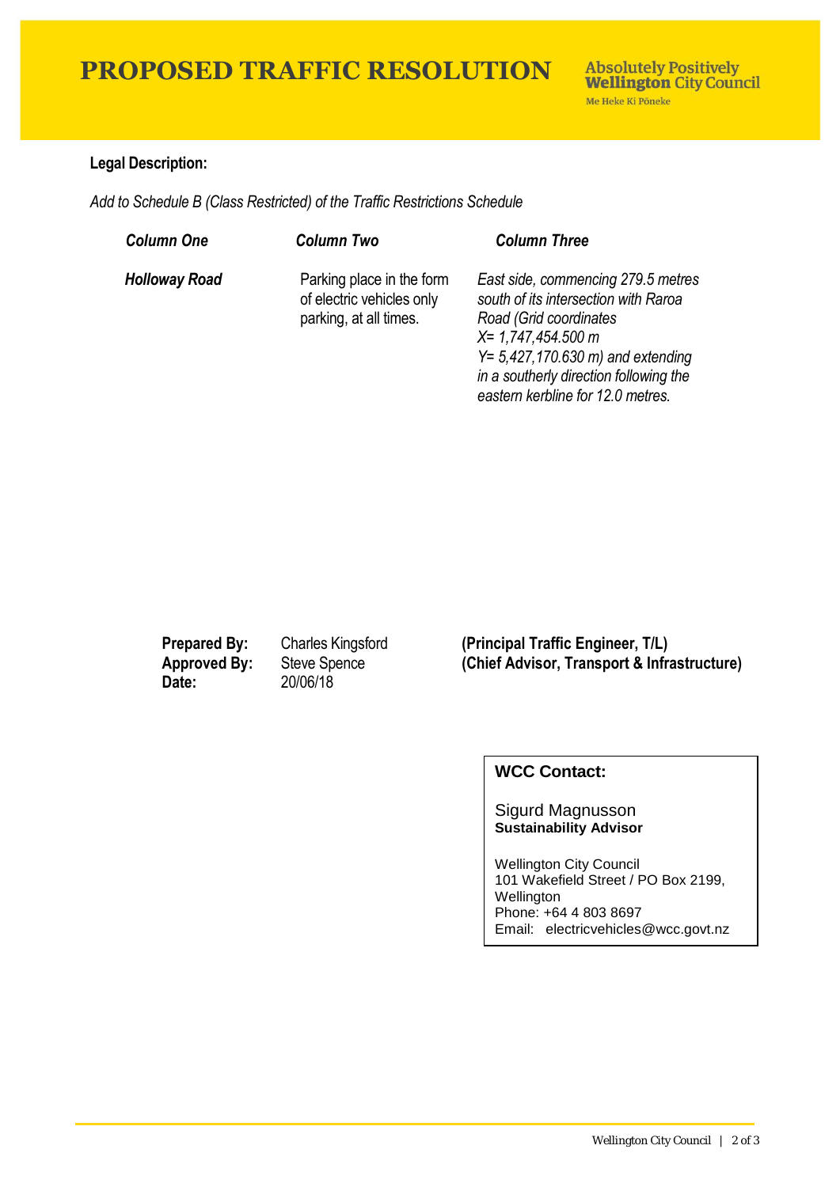# PROPOSED TRAFFIC RESOLUTION

Absolutely Positively **Wellington** City Council
Me Heke Ki Pōneke

**Legal Description:**

*Add to Schedule B (Class Restricted) of the Traffic Restrictions Schedule*

| ***Column One*** | ***Column Two*** | ***Column Three*** |
|---|---|---|
| ***Holloway Road*** | Parking place in the form of electric vehicles only parking, at all times. | *East side, commencing 279.5 metres south of its intersection with Raroa Road (Grid coordinates X= 1,747,454.500 m Y= 5,427,170.630 m) and extending in a southerly direction following the eastern kerbline for 12.0 metres.* |

**Prepared By:** Charles Kingsford **(Principal Traffic Engineer, T/L)**
**Approved By:** Steve Spence **(Chief Advisor, Transport & Infrastructure)**
**Date:** 20/06/18

**WCC Contact:**

Sigurd Magnusson
**Sustainability Advisor**

Wellington City Council
101 Wakefield Street / PO Box 2199, Wellington
Phone: +64 4 803 8697
Email: electricvehicles@wcc.govt.nz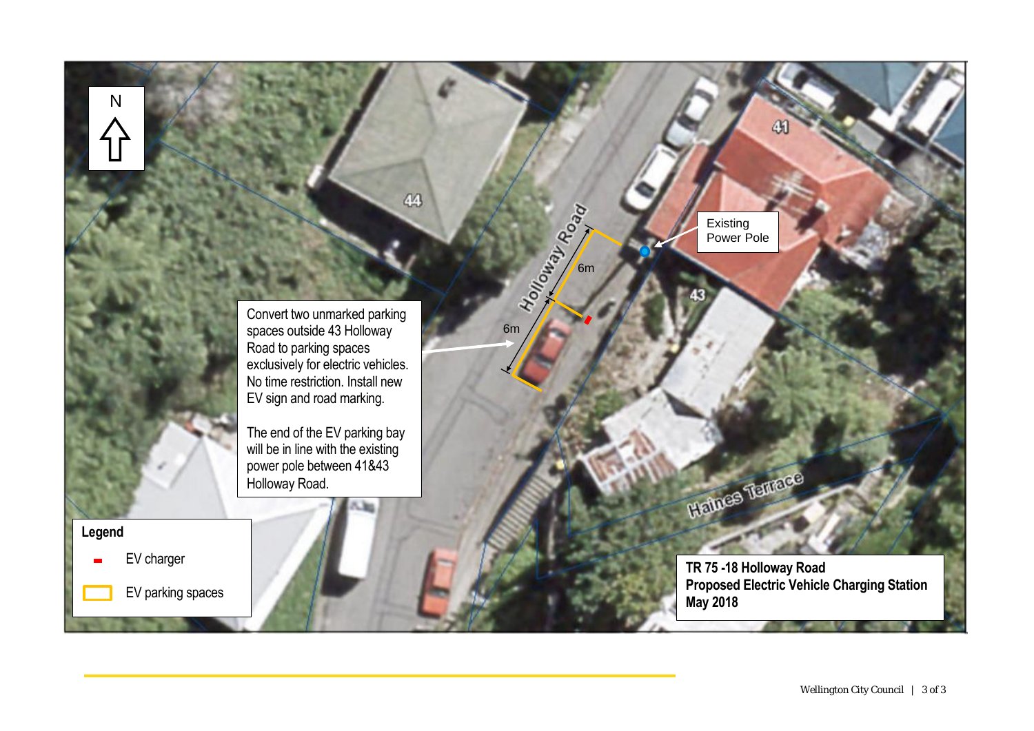N

Existing Power Pole

Holloway Road

6m

6m

Convert two unmarked parking spaces outside 43 Holloway Road to parking spaces exclusively for electric vehicles. No time restriction. Install new EV sign and road marking.

The end of the EV parking bay will be in line with the existing power pole between 41&43 Holloway Road.

44

41

43

Haines Terrace

**Legend**

- EV charger
- EV parking spaces

**TR 75 -18 Holloway Road**
**Proposed Electric Vehicle Charging Station**
**May 2018**